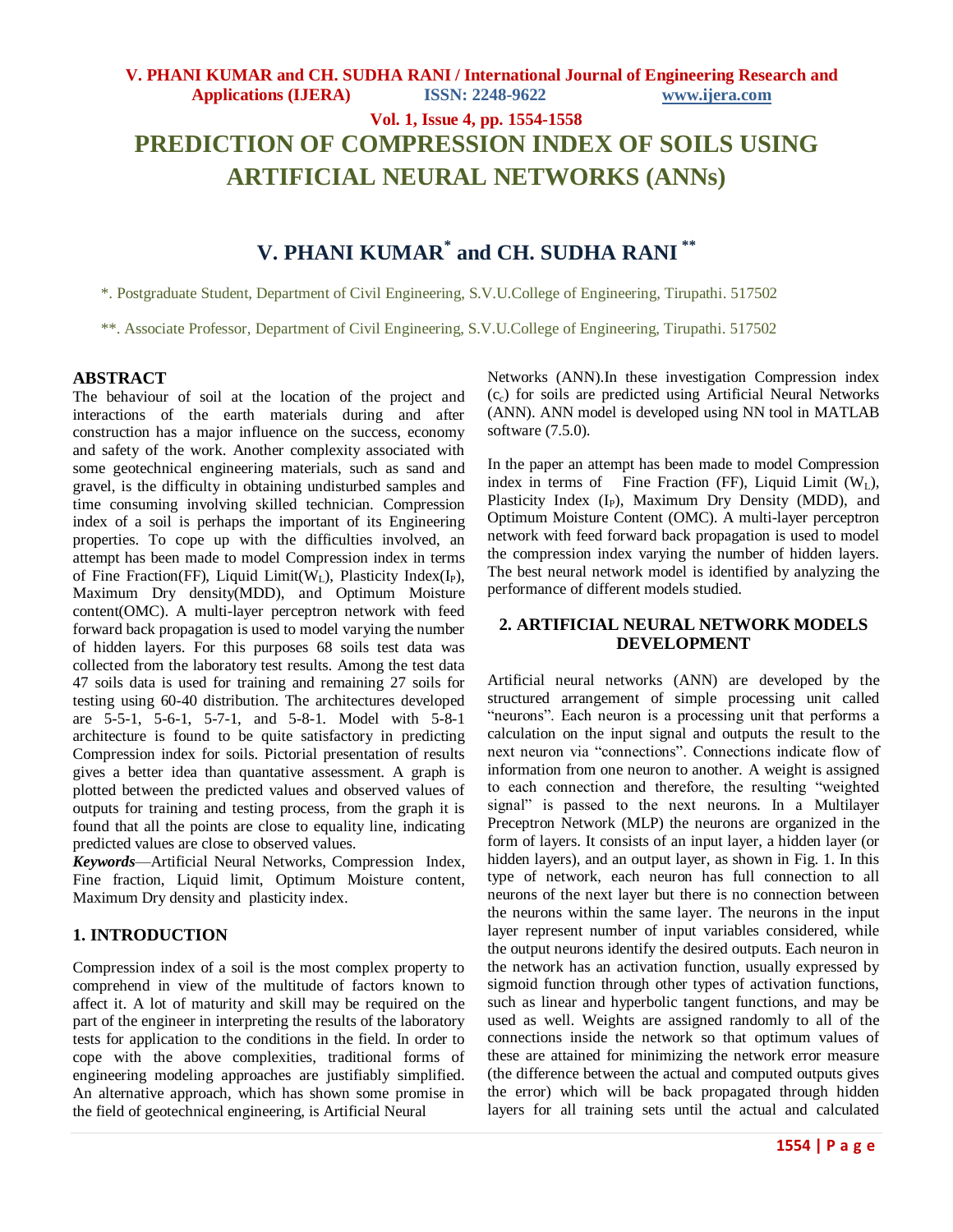# PREDICTION OF COMPRESSION INDEX OF SOILS USING ARTIFICIAL NEURAL NETWORKS (ANNs)

## V. PHANI KUMAR* and CH. SUDHA RANI **

*. Postgraduate Student, Department of Civil Engineering, S.V.U.College of Engineering, Tirupathi. 517502

**. Associate Professor, Department of Civil Engineering, S.V.U.College of Engineering, Tirupathi. 517502

## ABSTRACT

The behaviour of soil at the location of the project and interactions of the earth materials during and after construction has a major influence on the success, economy and safety of the work. Another complexity associated with some geotechnical engineering materials, such as sand and gravel, is the difficulty in obtaining undisturbed samples and time consuming involving skilled technician. Compression index of a soil is perhaps the important of its Engineering properties. To cope up with the difficulties involved, an attempt has been made to model Compression index in terms of Fine Fraction(FF), Liquid Limit($W_L$), Plasticity Index($I_P$), Maximum Dry density(MDD), and Optimum Moisture content(OMC). A multi-layer perceptron network with feed forward back propagation is used to model varying the number of hidden layers. For this purposes 68 soils test data was collected from the laboratory test results. Among the test data 47 soils data is used for training and remaining 27 soils for testing using 60-40 distribution. The architectures developed are 5-5-1, 5-6-1, 5-7-1, and 5-8-1. Model with 5-8-1 architecture is found to be quite satisfactory in predicting Compression index for soils. Pictorial presentation of results gives a better idea than quantative assessment. A graph is plotted between the predicted values and observed values of outputs for training and testing process, from the graph it is found that all the points are close to equality line, indicating predicted values are close to observed values.

***Keywords***—Artificial Neural Networks, Compression Index, Fine fraction, Liquid limit, Optimum Moisture content, Maximum Dry density and plasticity index.

## 1. INTRODUCTION

Compression index of a soil is the most complex property to comprehend in view of the multitude of factors known to affect it. A lot of maturity and skill may be required on the part of the engineer in interpreting the results of the laboratory tests for application to the conditions in the field. In order to cope with the above complexities, traditional forms of engineering modeling approaches are justifiably simplified. An alternative approach, which has shown some promise in the field of geotechnical engineering, is Artificial Neural Networks (ANN).In these investigation Compression index ($c_c$) for soils are predicted using Artificial Neural Networks (ANN). ANN model is developed using NN tool in MATLAB software (7.5.0).

In the paper an attempt has been made to model Compression index in terms of Fine Fraction (FF), Liquid Limit ($W_L$), Plasticity Index ($I_P$), Maximum Dry Density (MDD), and Optimum Moisture Content (OMC). A multi-layer perceptron network with feed forward back propagation is used to model the compression index varying the number of hidden layers. The best neural network model is identified by analyzing the performance of different models studied.

## 2. ARTIFICIAL NEURAL NETWORK MODELS DEVELOPMENT

Artificial neural networks (ANN) are developed by the structured arrangement of simple processing unit called "neurons". Each neuron is a processing unit that performs a calculation on the input signal and outputs the result to the next neuron via "connections". Connections indicate flow of information from one neuron to another. A weight is assigned to each connection and therefore, the resulting "weighted signal" is passed to the next neurons. In a Multilayer Preceptron Network (MLP) the neurons are organized in the form of layers. It consists of an input layer, a hidden layer (or hidden layers), and an output layer, as shown in Fig. 1. In this type of network, each neuron has full connection to all neurons of the next layer but there is no connection between the neurons within the same layer. The neurons in the input layer represent number of input variables considered, while the output neurons identify the desired outputs. Each neuron in the network has an activation function, usually expressed by sigmoid function through other types of activation functions, such as linear and hyperbolic tangent functions, and may be used as well. Weights are assigned randomly to all of the connections inside the network so that optimum values of these are attained for minimizing the network error measure (the difference between the actual and computed outputs gives the error) which will be back propagated through hidden layers for all training sets until the actual and calculated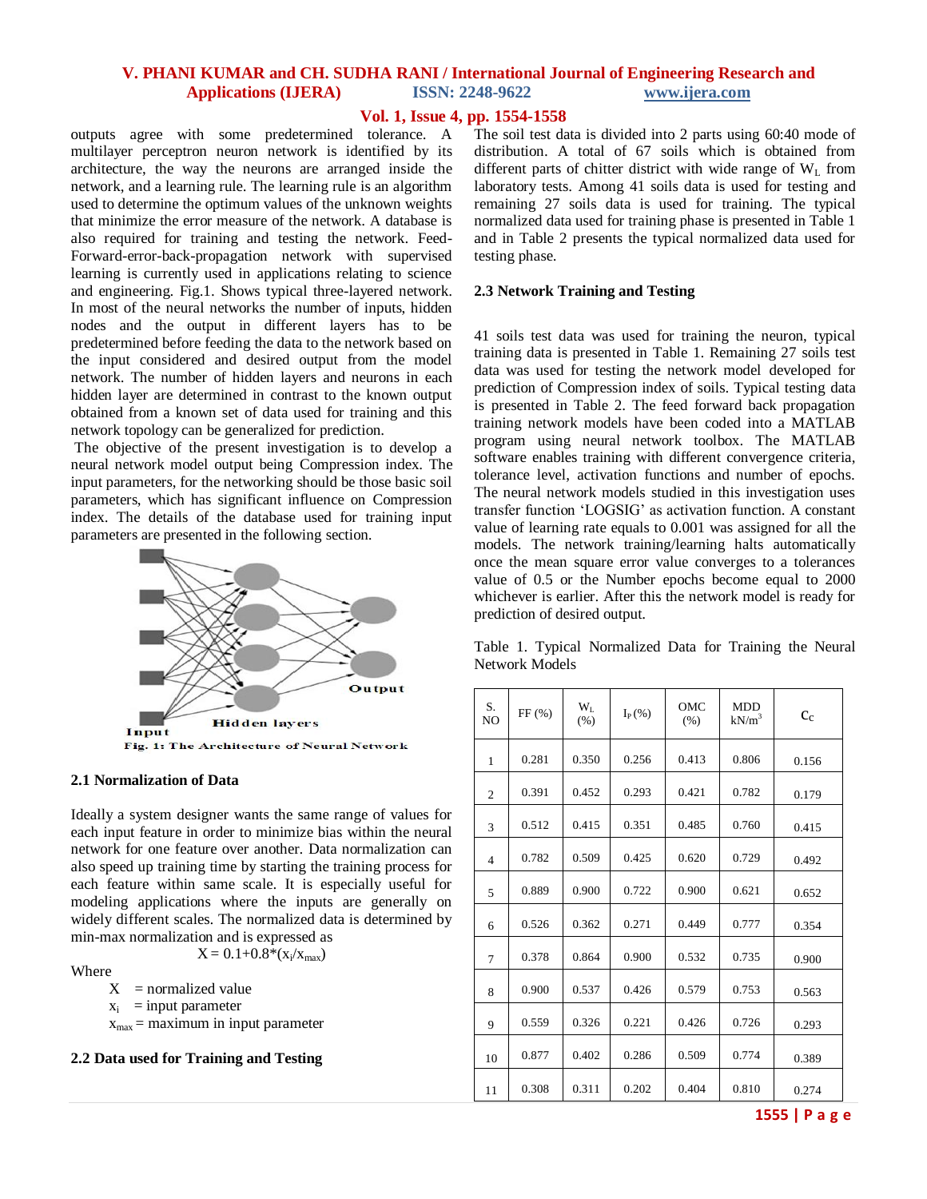outputs agree with some predetermined tolerance. A multilayer perceptron neuron network is identified by its architecture, the way the neurons are arranged inside the network, and a learning rule. The learning rule is an algorithm used to determine the optimum values of the unknown weights that minimize the error measure of the network. A database is also required for training and testing the network. Feed-Forward-error-back-propagation network with supervised learning is currently used in applications relating to science and engineering. Fig.1. Shows typical three-layered network. In most of the neural networks the number of inputs, hidden nodes and the output in different layers has to be predetermined before feeding the data to the network based on the input considered and desired output from the model network. The number of hidden layers and neurons in each hidden layer are determined in contrast to the known output obtained from a known set of data used for training and this network topology can be generalized for prediction.

The objective of the present investigation is to develop a neural network model output being Compression index. The input parameters, for the networking should be those basic soil parameters, which has significant influence on Compression index. The details of the database used for training input parameters are presented in the following section.

Fig. 1: The Architecture of Neural Network

### 2.1 Normalization of Data

Ideally a system designer wants the same range of values for each input feature in order to minimize bias within the neural network for one feature over another. Data normalization can also speed up training time by starting the training process for each feature within same scale. It is especially useful for modeling applications where the inputs are generally on widely different scales. The normalized data is determined by min-max normalization and is expressed as

$$X = 0.1+0.8*(x_i/x_{max})$$

Where

$X$ = normalized value

$x_i$ = input parameter

$x_{max}$ = maximum in input parameter

### 2.2 Data used for Training and Testing

The soil test data is divided into 2 parts using 60:40 mode of distribution. A total of 67 soils which is obtained from different parts of chitter district with wide range of $W_L$ from laboratory tests. Among 41 soils data is used for testing and remaining 27 soils data is used for training. The typical normalized data used for training phase is presented in Table 1 and in Table 2 presents the typical normalized data used for testing phase.

### 2.3 Network Training and Testing

41 soils test data was used for training the neuron, typical training data is presented in Table 1. Remaining 27 soils test data was used for testing the network model developed for prediction of Compression index of soils. Typical testing data is presented in Table 2. The feed forward back propagation training network models have been coded into a MATLAB program using neural network toolbox. The MATLAB software enables training with different convergence criteria, tolerance level, activation functions and number of epochs. The neural network models studied in this investigation uses transfer function 'LOGSIG' as activation function. A constant value of learning rate equals to 0.001 was assigned for all the models. The network training/learning halts automatically once the mean square error value converges to a tolerances value of 0.5 or the Number epochs become equal to 2000 whichever is earlier. After this the network model is ready for prediction of desired output.

Table 1. Typical Normalized Data for Training the Neural Network Models

| S. NO | FF (%) | $W_L$ (%) | $I_P$ (%) | OMC (%) | MDD kN/m$^3$ | $C_C$ |
|---|---|---|---|---|---|---|
| 1 | 0.281 | 0.350 | 0.256 | 0.413 | 0.806 | 0.156 |
| 2 | 0.391 | 0.452 | 0.293 | 0.421 | 0.782 | 0.179 |
| 3 | 0.512 | 0.415 | 0.351 | 0.485 | 0.760 | 0.415 |
| 4 | 0.782 | 0.509 | 0.425 | 0.620 | 0.729 | 0.492 |
| 5 | 0.889 | 0.900 | 0.722 | 0.900 | 0.621 | 0.652 |
| 6 | 0.526 | 0.362 | 0.271 | 0.449 | 0.777 | 0.354 |
| 7 | 0.378 | 0.864 | 0.900 | 0.532 | 0.735 | 0.900 |
| 8 | 0.900 | 0.537 | 0.426 | 0.579 | 0.753 | 0.563 |
| 9 | 0.559 | 0.326 | 0.221 | 0.426 | 0.726 | 0.293 |
| 10 | 0.877 | 0.402 | 0.286 | 0.509 | 0.774 | 0.389 |
| 11 | 0.308 | 0.311 | 0.202 | 0.404 | 0.810 | 0.274 |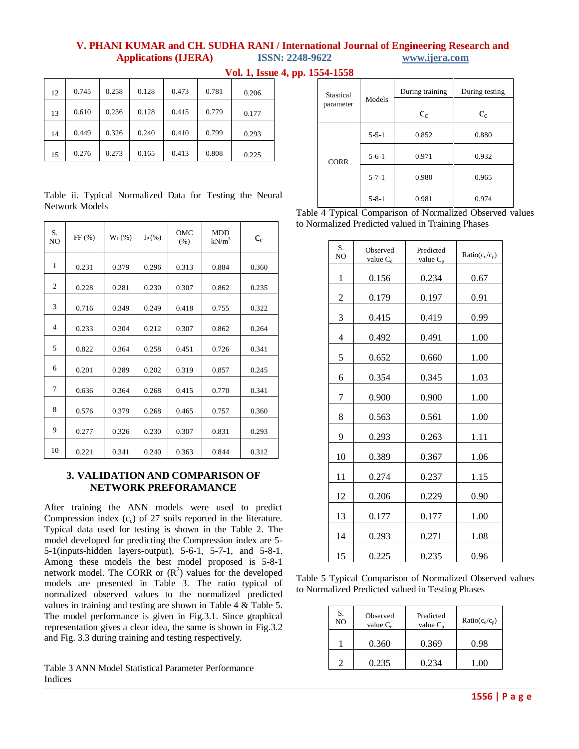| 12 | 0.745 | 0.258 | 0.128 | 0.473 | 0.781 | 0.206 |
|---|---|---|---|---|---|---|
| 13 | 0.610 | 0.236 | 0.128 | 0.415 | 0.779 | 0.177 |
| 14 | 0.449 | 0.326 | 0.240 | 0.410 | 0.799 | 0.293 |
| 15 | 0.276 | 0.273 | 0.165 | 0.413 | 0.808 | 0.225 |

Table ii. Typical Normalized Data for Testing the Neural Network Models

| S. NO | FF (%) | $W_L$ (%) | $I_P$ (%) | OMC (%) | MDD kN/m$^3$ | $C_C$ |
|---|---|---|---|---|---|---|
| 1 | 0.231 | 0.379 | 0.296 | 0.313 | 0.884 | 0.360 |
| 2 | 0.228 | 0.281 | 0.230 | 0.307 | 0.862 | 0.235 |
| 3 | 0.716 | 0.349 | 0.249 | 0.418 | 0.755 | 0.322 |
| 4 | 0.233 | 0.304 | 0.212 | 0.307 | 0.862 | 0.264 |
| 5 | 0.822 | 0.364 | 0.258 | 0.451 | 0.726 | 0.341 |
| 6 | 0.201 | 0.289 | 0.202 | 0.319 | 0.857 | 0.245 |
| 7 | 0.636 | 0.364 | 0.268 | 0.415 | 0.770 | 0.341 |
| 8 | 0.576 | 0.379 | 0.268 | 0.465 | 0.757 | 0.360 |
| 9 | 0.277 | 0.326 | 0.230 | 0.307 | 0.831 | 0.293 |
| 10 | 0.221 | 0.341 | 0.240 | 0.363 | 0.844 | 0.312 |

## 3. VALIDATION AND COMPARISON OF NETWORK PREFORAMANCE

After training the ANN models were used to predict Compression index ($c_c$) of 27 soils reported in the literature. Typical data used for testing is shown in the Table 2. The model developed for predicting the Compression index are 5-5-1(inputs-hidden layers-output), 5-6-1, 5-7-1, and 5-8-1. Among these models the best model proposed is 5-8-1 network model. The CORR or ($R^2$) values for the developed models are presented in Table 3. The ratio typical of normalized observed values to the normalized predicted values in training and testing are shown in Table 4 & Table 5. The model performance is given in Fig.3.1. Since graphical representation gives a clear idea, the same is shown in Fig.3.2 and Fig. 3.3 during training and testing respectively.

Table 3 ANN Model Statistical Parameter Performance Indices

| Stastical parameter | Models | During training $C_C$ | During testing $C_C$ |
|---|---|---|---|
| CORR | 5-5-1 | 0.852 | 0.880 |
| | 5-6-1 | 0.971 | 0.932 |
| | 5-7-1 | 0.980 | 0.965 |
| | 5-8-1 | 0.981 | 0.974 |

Table 4 Typical Comparison of Normalized Observed values to Normalized Predicted valued in Training Phases

| S. NO | Observed value $C_o$ | Predicted value $C_p$ | Ratio($c_o$/$c_p$) |
|---|---|---|---|
| 1 | 0.156 | 0.234 | 0.67 |
| 2 | 0.179 | 0.197 | 0.91 |
| 3 | 0.415 | 0.419 | 0.99 |
| 4 | 0.492 | 0.491 | 1.00 |
| 5 | 0.652 | 0.660 | 1.00 |
| 6 | 0.354 | 0.345 | 1.03 |
| 7 | 0.900 | 0.900 | 1.00 |
| 8 | 0.563 | 0.561 | 1.00 |
| 9 | 0.293 | 0.263 | 1.11 |
| 10 | 0.389 | 0.367 | 1.06 |
| 11 | 0.274 | 0.237 | 1.15 |
| 12 | 0.206 | 0.229 | 0.90 |
| 13 | 0.177 | 0.177 | 1.00 |
| 14 | 0.293 | 0.271 | 1.08 |
| 15 | 0.225 | 0.235 | 0.96 |

Table 5 Typical Comparison of Normalized Observed values to Normalized Predicted valued in Testing Phases

| S. NO | Observed value $C_o$ | Predicted value $C_p$ | Ratio($c_o$/$c_p$) |
|---|---|---|---|
| 1 | 0.360 | 0.369 | 0.98 |
| 2 | 0.235 | 0.234 | 1.00 |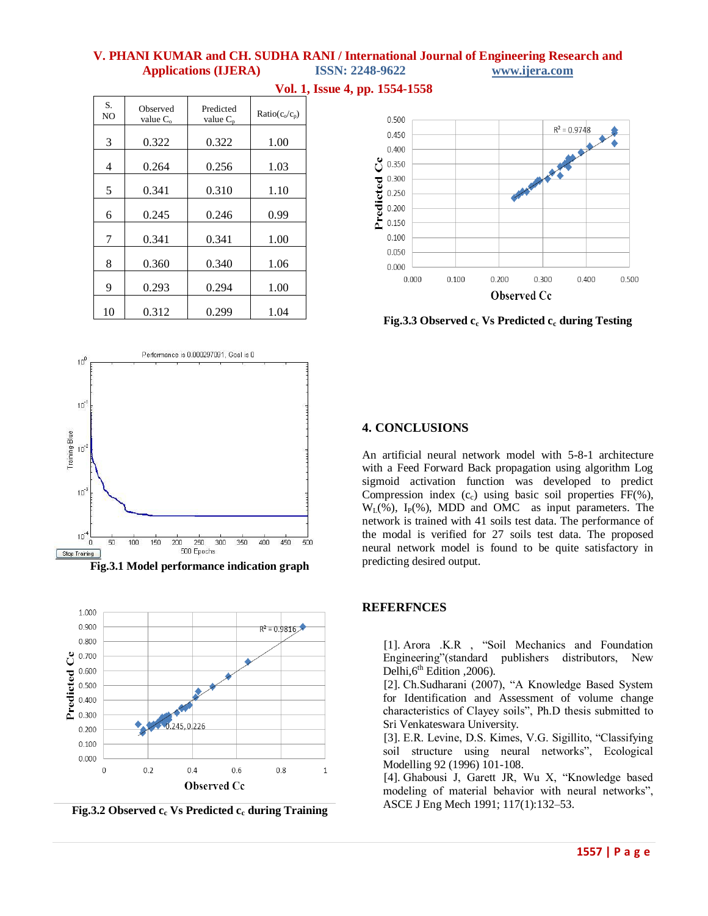| S. NO | Observed value $C_o$ | Predicted value $C_p$ | Ratio($c_o$/$c_p$) |
|---|---|---|---|
| 3 | 0.322 | 0.322 | 1.00 |
| 4 | 0.264 | 0.256 | 1.03 |
| 5 | 0.341 | 0.310 | 1.10 |
| 6 | 0.245 | 0.246 | 0.99 |
| 7 | 0.341 | 0.341 | 1.00 |
| 8 | 0.360 | 0.340 | 1.06 |
| 9 | 0.293 | 0.294 | 1.00 |
| 10 | 0.312 | 0.299 | 1.04 |

**Fig.3.1 Model performance indication graph**

**Fig.3.2 Observed $c_c$ Vs Predicted $c_c$ during Training**

**Fig.3.3 Observed $c_c$ Vs Predicted $c_c$ during Testing**

## 4. CONCLUSIONS

An artificial neural network model with 5-8-1 architecture with a Feed Forward Back propagation using algorithm Log sigmoid activation function was developed to predict Compression index ($c_c$) using basic soil properties FF(%), $W_L$(%), $I_P$(%), MDD and OMC as input parameters. The network is trained with 41 soils test data. The performance of the modal is verified for 27 soils test data. The proposed neural network model is found to be quite satisfactory in predicting desired output.

## REFERFNCES

[1]. Arora .K.R , "Soil Mechanics and Foundation Engineering"(standard publishers distributors, New Delhi,6th Edition ,2006).

[2]. Ch.Sudharani (2007), "A Knowledge Based System for Identification and Assessment of volume change characteristics of Clayey soils", Ph.D thesis submitted to Sri Venkateswara University.

[3]. E.R. Levine, D.S. Kimes, V.G. Sigillito, "Classifying soil structure using neural networks", Ecological Modelling 92 (1996) 101-108.

[4]. Ghabousi J, Garett JR, Wu X, "Knowledge based modeling of material behavior with neural networks", ASCE J Eng Mech 1991; 117(1):132–53.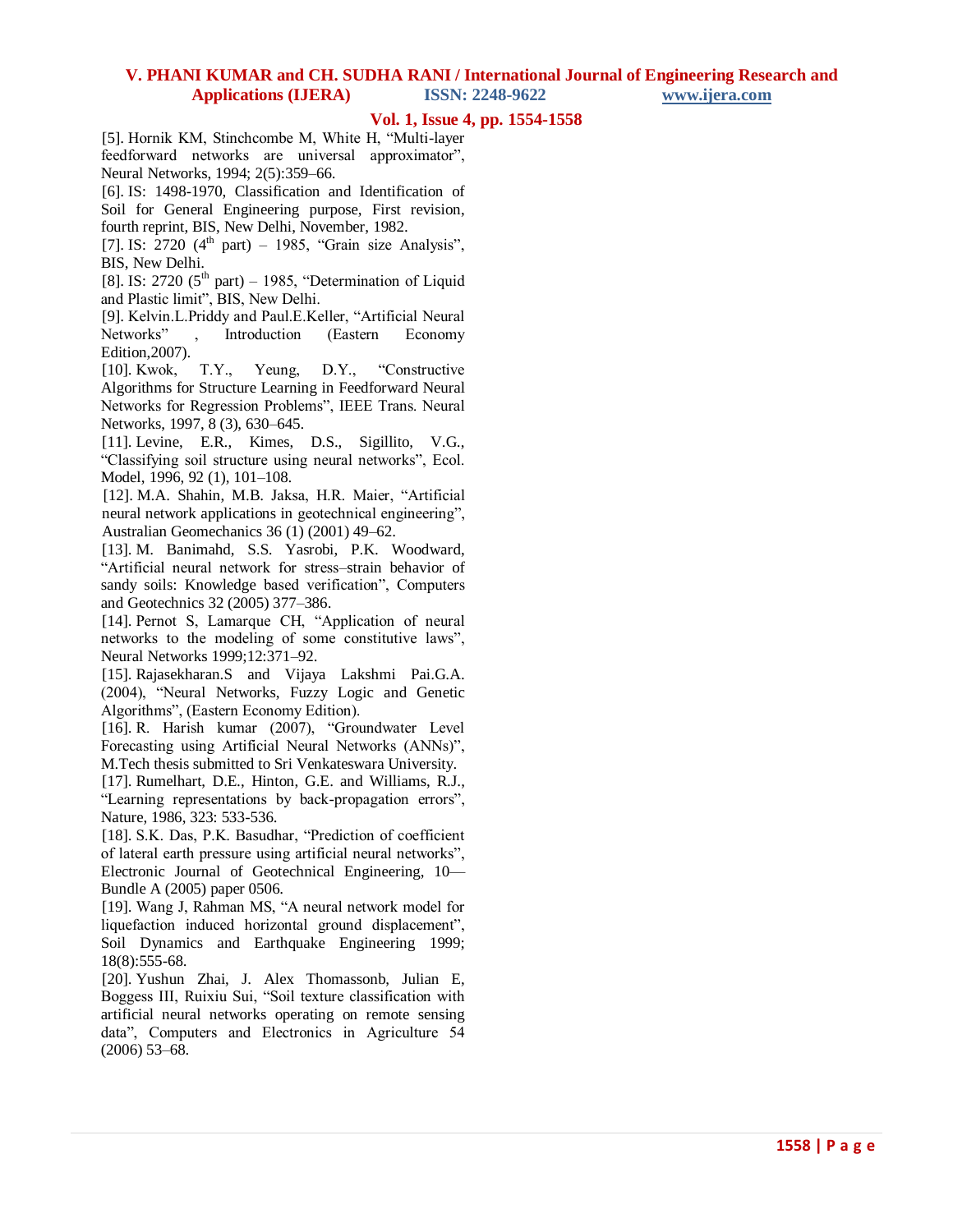[5]. Hornik KM, Stinchcombe M, White H, "Multi-layer feedforward networks are universal approximator", Neural Networks, 1994; 2(5):359–66.

[6]. IS: 1498-1970, Classification and Identification of Soil for General Engineering purpose, First revision, fourth reprint, BIS, New Delhi, November, 1982.

[7]. IS: 2720 (4th part) – 1985, "Grain size Analysis", BIS, New Delhi.

[8]. IS: 2720 (5th part) – 1985, "Determination of Liquid and Plastic limit", BIS, New Delhi.

[9]. Kelvin.L.Priddy and Paul.E.Keller, "Artificial Neural Networks" , Introduction (Eastern Economy Edition,2007).

[10]. Kwok, T.Y., Yeung, D.Y., "Constructive Algorithms for Structure Learning in Feedforward Neural Networks for Regression Problems", IEEE Trans. Neural Networks, 1997, 8 (3), 630–645.

[11]. Levine, E.R., Kimes, D.S., Sigillito, V.G., "Classifying soil structure using neural networks", Ecol. Model, 1996, 92 (1), 101–108.

[12]. M.A. Shahin, M.B. Jaksa, H.R. Maier, "Artificial neural network applications in geotechnical engineering", Australian Geomechanics 36 (1) (2001) 49–62.

[13]. M. Banimahd, S.S. Yasrobi, P.K. Woodward, "Artificial neural network for stress–strain behavior of sandy soils: Knowledge based verification", Computers and Geotechnics 32 (2005) 377–386.

[14]. Pernot S, Lamarque CH, "Application of neural networks to the modeling of some constitutive laws", Neural Networks 1999;12:371–92.

[15]. Rajasekharan.S and Vijaya Lakshmi Pai.G.A. (2004), "Neural Networks, Fuzzy Logic and Genetic Algorithms", (Eastern Economy Edition).

[16]. R. Harish kumar (2007), "Groundwater Level Forecasting using Artificial Neural Networks (ANNs)", M.Tech thesis submitted to Sri Venkateswara University.

[17]. Rumelhart, D.E., Hinton, G.E. and Williams, R.J., "Learning representations by back-propagation errors", Nature, 1986, 323: 533-536.

[18]. S.K. Das, P.K. Basudhar, "Prediction of coefficient of lateral earth pressure using artificial neural networks", Electronic Journal of Geotechnical Engineering, 10—Bundle A (2005) paper 0506.

[19]. Wang J, Rahman MS, "A neural network model for liquefaction induced horizontal ground displacement", Soil Dynamics and Earthquake Engineering 1999; 18(8):555-68.

[20]. Yushun Zhai, J. Alex Thomassonb, Julian E, Boggess III, Ruixiu Sui, "Soil texture classification with artificial neural networks operating on remote sensing data", Computers and Electronics in Agriculture 54 (2006) 53–68.